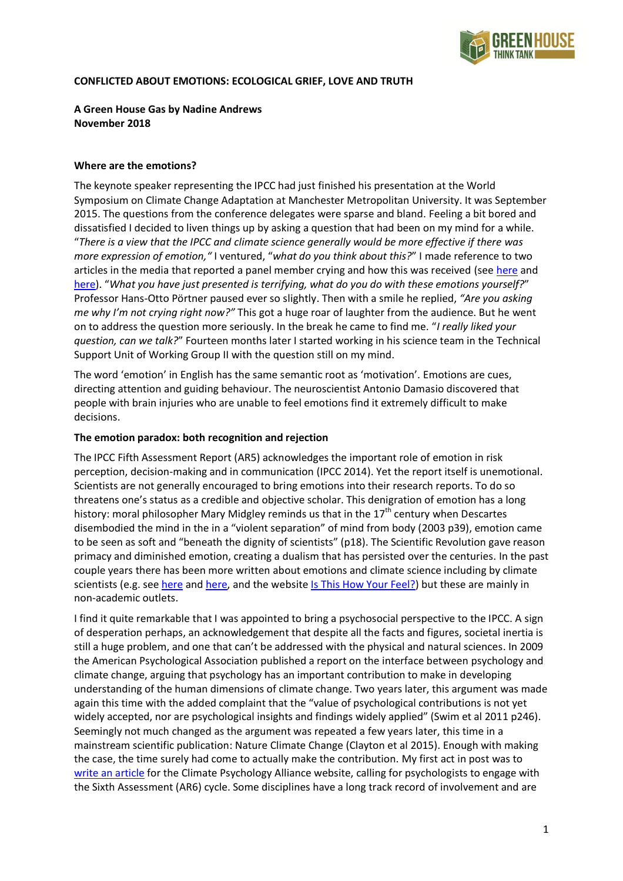**CONFLICTED ABOUT EMOTIONS: ECOLOGICAL GRIEF, LOVE AND TRUTH**

**A Green House Gas by Nadine Andrews**
**November 2018**

**Where are the emotions?**

The keynote speaker representing the IPCC had just finished his presentation at the World Symposium on Climate Change Adaptation at Manchester Metropolitan University. It was September 2015. The questions from the conference delegates were sparse and bland. Feeling a bit bored and dissatisfied I decided to liven things up by asking a question that had been on my mind for a while. "*There is a view that the IPCC and climate science generally would be more effective if there was more expression of emotion,"* I ventured, "*what do you think about this?*" I made reference to two articles in the media that reported a panel member crying and how this was received (see here and here). "*What you have just presented is terrifying, what do you do with these emotions yourself?*" Professor Hans-Otto Pörtner paused ever so slightly. Then with a smile he replied, *"Are you asking me why I'm not crying right now?"* This got a huge roar of laughter from the audience. But he went on to address the question more seriously. In the break he came to find me. "*I really liked your question, can we talk?*" Fourteen months later I started working in his science team in the Technical Support Unit of Working Group II with the question still on my mind.

The word 'emotion' in English has the same semantic root as 'motivation'. Emotions are cues, directing attention and guiding behaviour. The neuroscientist Antonio Damasio discovered that people with brain injuries who are unable to feel emotions find it extremely difficult to make decisions.

**The emotion paradox: both recognition and rejection**

The IPCC Fifth Assessment Report (AR5) acknowledges the important role of emotion in risk perception, decision-making and in communication (IPCC 2014). Yet the report itself is unemotional. Scientists are not generally encouraged to bring emotions into their research reports. To do so threatens one's status as a credible and objective scholar. This denigration of emotion has a long history: moral philosopher Mary Midgley reminds us that in the 17th century when Descartes disembodied the mind in the in a "violent separation" of mind from body (2003 p39), emotion came to be seen as soft and "beneath the dignity of scientists" (p18). The Scientific Revolution gave reason primacy and diminished emotion, creating a dualism that has persisted over the centuries. In the past couple years there has been more written about emotions and climate science including by climate scientists (e.g. see here and here, and the website Is This How Your Feel?) but these are mainly in non-academic outlets.

I find it quite remarkable that I was appointed to bring a psychosocial perspective to the IPCC. A sign of desperation perhaps, an acknowledgement that despite all the facts and figures, societal inertia is still a huge problem, and one that can't be addressed with the physical and natural sciences. In 2009 the American Psychological Association published a report on the interface between psychology and climate change, arguing that psychology has an important contribution to make in developing understanding of the human dimensions of climate change. Two years later, this argument was made again this time with the added complaint that the "value of psychological contributions is not yet widely accepted, nor are psychological insights and findings widely applied" (Swim et al 2011 p246). Seemingly not much changed as the argument was repeated a few years later, this time in a mainstream scientific publication: Nature Climate Change (Clayton et al 2015). Enough with making the case, the time surely had come to actually make the contribution. My first act in post was to write an article for the Climate Psychology Alliance website, calling for psychologists to engage with the Sixth Assessment (AR6) cycle. Some disciplines have a long track record of involvement and are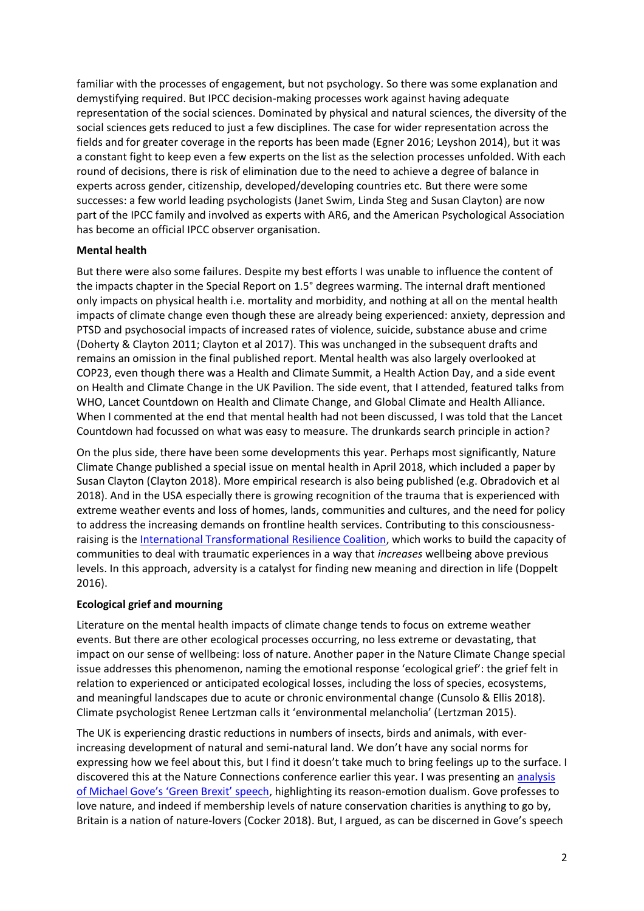familiar with the processes of engagement, but not psychology. So there was some explanation and demystifying required. But IPCC decision-making processes work against having adequate representation of the social sciences. Dominated by physical and natural sciences, the diversity of the social sciences gets reduced to just a few disciplines. The case for wider representation across the fields and for greater coverage in the reports has been made (Egner 2016; Leyshon 2014), but it was a constant fight to keep even a few experts on the list as the selection processes unfolded. With each round of decisions, there is risk of elimination due to the need to achieve a degree of balance in experts across gender, citizenship, developed/developing countries etc. But there were some successes: a few world leading psychologists (Janet Swim, Linda Steg and Susan Clayton) are now part of the IPCC family and involved as experts with AR6, and the American Psychological Association has become an official IPCC observer organisation.

**Mental health**

But there were also some failures. Despite my best efforts I was unable to influence the content of the impacts chapter in the Special Report on 1.5° degrees warming. The internal draft mentioned only impacts on physical health i.e. mortality and morbidity, and nothing at all on the mental health impacts of climate change even though these are already being experienced: anxiety, depression and PTSD and psychosocial impacts of increased rates of violence, suicide, substance abuse and crime (Doherty & Clayton 2011; Clayton et al 2017). This was unchanged in the subsequent drafts and remains an omission in the final published report. Mental health was also largely overlooked at COP23, even though there was a Health and Climate Summit, a Health Action Day, and a side event on Health and Climate Change in the UK Pavilion. The side event, that I attended, featured talks from WHO, Lancet Countdown on Health and Climate Change, and Global Climate and Health Alliance. When I commented at the end that mental health had not been discussed, I was told that the Lancet Countdown had focussed on what was easy to measure. The drunkards search principle in action?

On the plus side, there have been some developments this year. Perhaps most significantly, Nature Climate Change published a special issue on mental health in April 2018, which included a paper by Susan Clayton (Clayton 2018). More empirical research is also being published (e.g. Obradovich et al 2018). And in the USA especially there is growing recognition of the trauma that is experienced with extreme weather events and loss of homes, lands, communities and cultures, and the need for policy to address the increasing demands on frontline health services. Contributing to this consciousness-raising is the [International Transformational Resilience Coalition](), which works to build the capacity of communities to deal with traumatic experiences in a way that *increases* wellbeing above previous levels. In this approach, adversity is a catalyst for finding new meaning and direction in life (Doppelt 2016).

**Ecological grief and mourning**

Literature on the mental health impacts of climate change tends to focus on extreme weather events. But there are other ecological processes occurring, no less extreme or devastating, that impact on our sense of wellbeing: loss of nature. Another paper in the Nature Climate Change special issue addresses this phenomenon, naming the emotional response 'ecological grief': the grief felt in relation to experienced or anticipated ecological losses, including the loss of species, ecosystems, and meaningful landscapes due to acute or chronic environmental change (Cunsolo & Ellis 2018). Climate psychologist Renee Lertzman calls it 'environmental melancholia' (Lertzman 2015).

The UK is experiencing drastic reductions in numbers of insects, birds and animals, with ever-increasing development of natural and semi-natural land. We don't have any social norms for expressing how we feel about this, but I find it doesn't take much to bring feelings up to the surface. I discovered this at the Nature Connections conference earlier this year. I was presenting an [analysis of Michael Gove's 'Green Brexit' speech](), highlighting its reason-emotion dualism. Gove professes to love nature, and indeed if membership levels of nature conservation charities is anything to go by, Britain is a nation of nature-lovers (Cocker 2018). But, I argued, as can be discerned in Gove's speech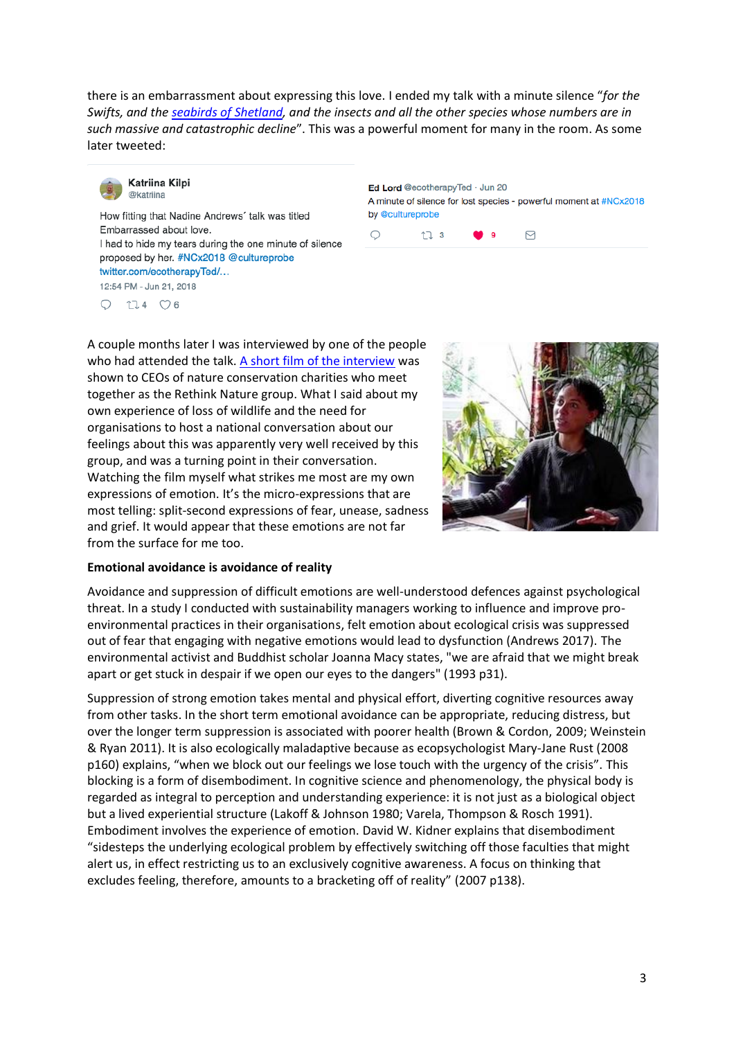there is an embarrassment about expressing this love. I ended my talk with a minute silence "*for the Swifts, and the seabirds of Shetland, and the insects and all the other species whose numbers are in such massive and catastrophic decline*". This was a powerful moment for many in the room. As some later tweeted:

> **Katriina Kilpi** @katriina
>
> How fitting that Nadine Andrews´ talk was titled Embarrassed about love.
> I had to hide my tears during the one minute of silence proposed by her. #NCx2018 @cultureprobe twitter.com/ecotherapyTed/…
>
> 12:54 PM - Jun 21, 2018
>
> 4 6

> **Ed Lord** @ecotherapyTed · Jun 20
>
> A minute of silence for lost species - powerful moment at #NCx2018 by @cultureprobe
>
> 3 9

A couple months later I was interviewed by one of the people who had attended the talk. A short film of the interview was shown to CEOs of nature conservation charities who meet together as the Rethink Nature group. What I said about my own experience of loss of wildlife and the need for organisations to host a national conversation about our feelings about this was apparently very well received by this group, and was a turning point in their conversation. Watching the film myself what strikes me most are my own expressions of emotion. It's the micro-expressions that are most telling: split-second expressions of fear, unease, sadness and grief. It would appear that these emotions are not far from the surface for me too.

**Emotional avoidance is avoidance of reality**

Avoidance and suppression of difficult emotions are well-understood defences against psychological threat. In a study I conducted with sustainability managers working to influence and improve pro-environmental practices in their organisations, felt emotion about ecological crisis was suppressed out of fear that engaging with negative emotions would lead to dysfunction (Andrews 2017). The environmental activist and Buddhist scholar Joanna Macy states, "we are afraid that we might break apart or get stuck in despair if we open our eyes to the dangers" (1993 p31).

Suppression of strong emotion takes mental and physical effort, diverting cognitive resources away from other tasks. In the short term emotional avoidance can be appropriate, reducing distress, but over the longer term suppression is associated with poorer health (Brown & Cordon, 2009; Weinstein & Ryan 2011). It is also ecologically maladaptive because as ecopsychologist Mary-Jane Rust (2008 p160) explains, "when we block out our feelings we lose touch with the urgency of the crisis". This blocking is a form of disembodiment. In cognitive science and phenomenology, the physical body is regarded as integral to perception and understanding experience: it is not just as a biological object but a lived experiential structure (Lakoff & Johnson 1980; Varela, Thompson & Rosch 1991). Embodiment involves the experience of emotion. David W. Kidner explains that disembodiment "sidesteps the underlying ecological problem by effectively switching off those faculties that might alert us, in effect restricting us to an exclusively cognitive awareness. A focus on thinking that excludes feeling, therefore, amounts to a bracketing off of reality" (2007 p138).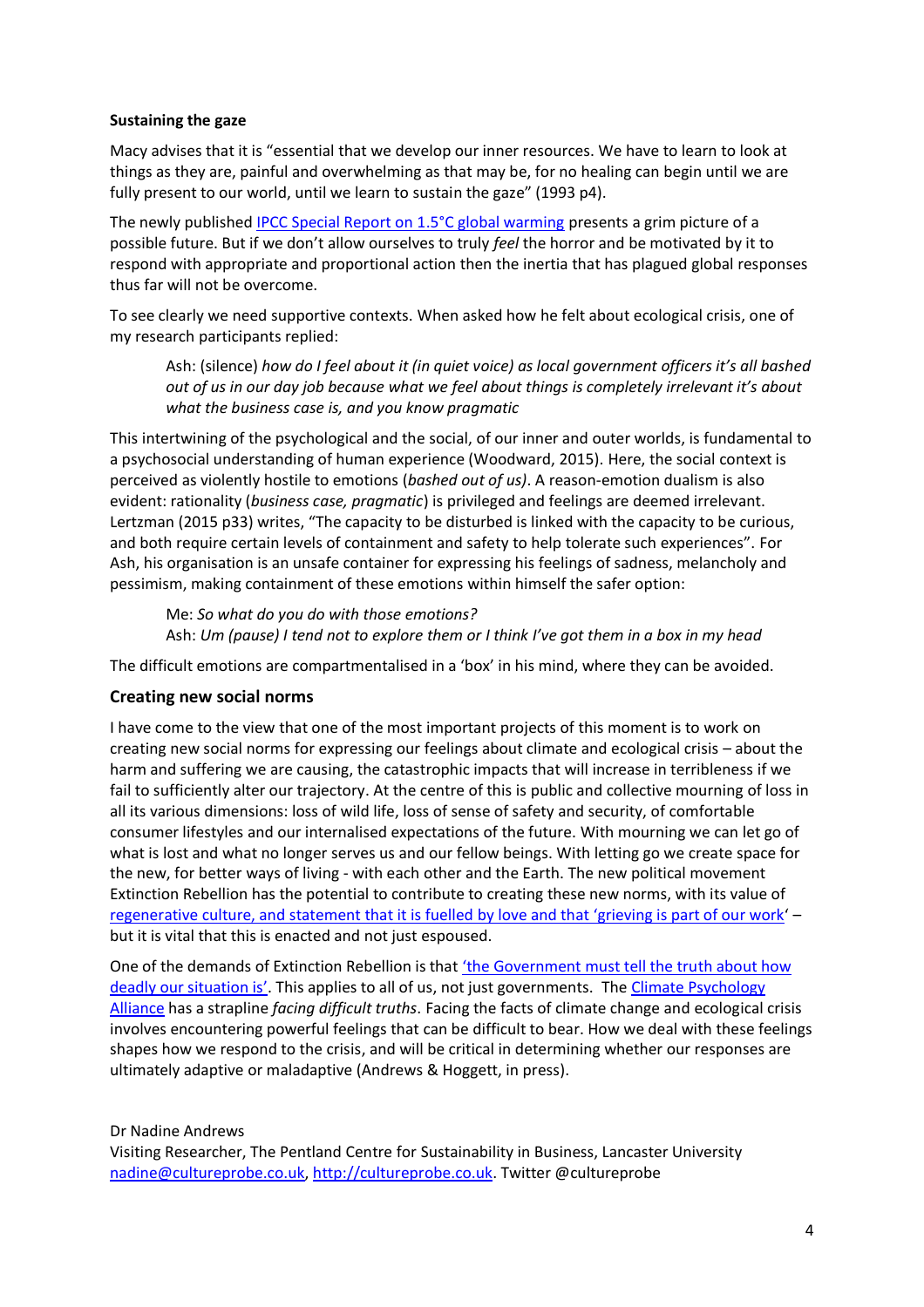**Sustaining the gaze**

Macy advises that it is "essential that we develop our inner resources. We have to learn to look at things as they are, painful and overwhelming as that may be, for no healing can begin until we are fully present to our world, until we learn to sustain the gaze" (1993 p4).

The newly published [IPCC Special Report on 1.5°C global warming](IPCC Special Report on 1.5°C global warming) presents a grim picture of a possible future. But if we don't allow ourselves to truly *feel* the horror and be motivated by it to respond with appropriate and proportional action then the inertia that has plagued global responses thus far will not be overcome.

To see clearly we need supportive contexts. When asked how he felt about ecological crisis, one of my research participants replied:

> Ash: (silence) *how do I feel about it (in quiet voice) as local government officers it's all bashed out of us in our day job because what we feel about things is completely irrelevant it's about what the business case is, and you know pragmatic*

This intertwining of the psychological and the social, of our inner and outer worlds, is fundamental to a psychosocial understanding of human experience (Woodward, 2015). Here, the social context is perceived as violently hostile to emotions (*bashed out of us)*. A reason-emotion dualism is also evident: rationality (*business case, pragmatic*) is privileged and feelings are deemed irrelevant. Lertzman (2015 p33) writes, "The capacity to be disturbed is linked with the capacity to be curious, and both require certain levels of containment and safety to help tolerate such experiences". For Ash, his organisation is an unsafe container for expressing his feelings of sadness, melancholy and pessimism, making containment of these emotions within himself the safer option:

> Me: *So what do you do with those emotions?*
> Ash: *Um (pause) I tend not to explore them or I think I've got them in a box in my head*

The difficult emotions are compartmentalised in a 'box' in his mind, where they can be avoided.

## Creating new social norms

I have come to the view that one of the most important projects of this moment is to work on creating new social norms for expressing our feelings about climate and ecological crisis – about the harm and suffering we are causing, the catastrophic impacts that will increase in terribleness if we fail to sufficiently alter our trajectory. At the centre of this is public and collective mourning of loss in all its various dimensions: loss of wild life, loss of sense of safety and security, of comfortable consumer lifestyles and our internalised expectations of the future. With mourning we can let go of what is lost and what no longer serves us and our fellow beings. With letting go we create space for the new, for better ways of living - with each other and the Earth. The new political movement Extinction Rebellion has the potential to contribute to creating these new norms, with its value of regenerative culture, and statement that it is fuelled by love and that 'grieving is part of our work' – but it is vital that this is enacted and not just espoused.

One of the demands of Extinction Rebellion is that 'the Government must tell the truth about how deadly our situation is'. This applies to all of us, not just governments. The Climate Psychology Alliance has a strapline *facing difficult truths*. Facing the facts of climate change and ecological crisis involves encountering powerful feelings that can be difficult to bear. How we deal with these feelings shapes how we respond to the crisis, and will be critical in determining whether our responses are ultimately adaptive or maladaptive (Andrews & Hoggett, in press).

Dr Nadine Andrews
Visiting Researcher, The Pentland Centre for Sustainability in Business, Lancaster University
nadine@cultureprobe.co.uk, http://cultureprobe.co.uk. Twitter @cultureprobe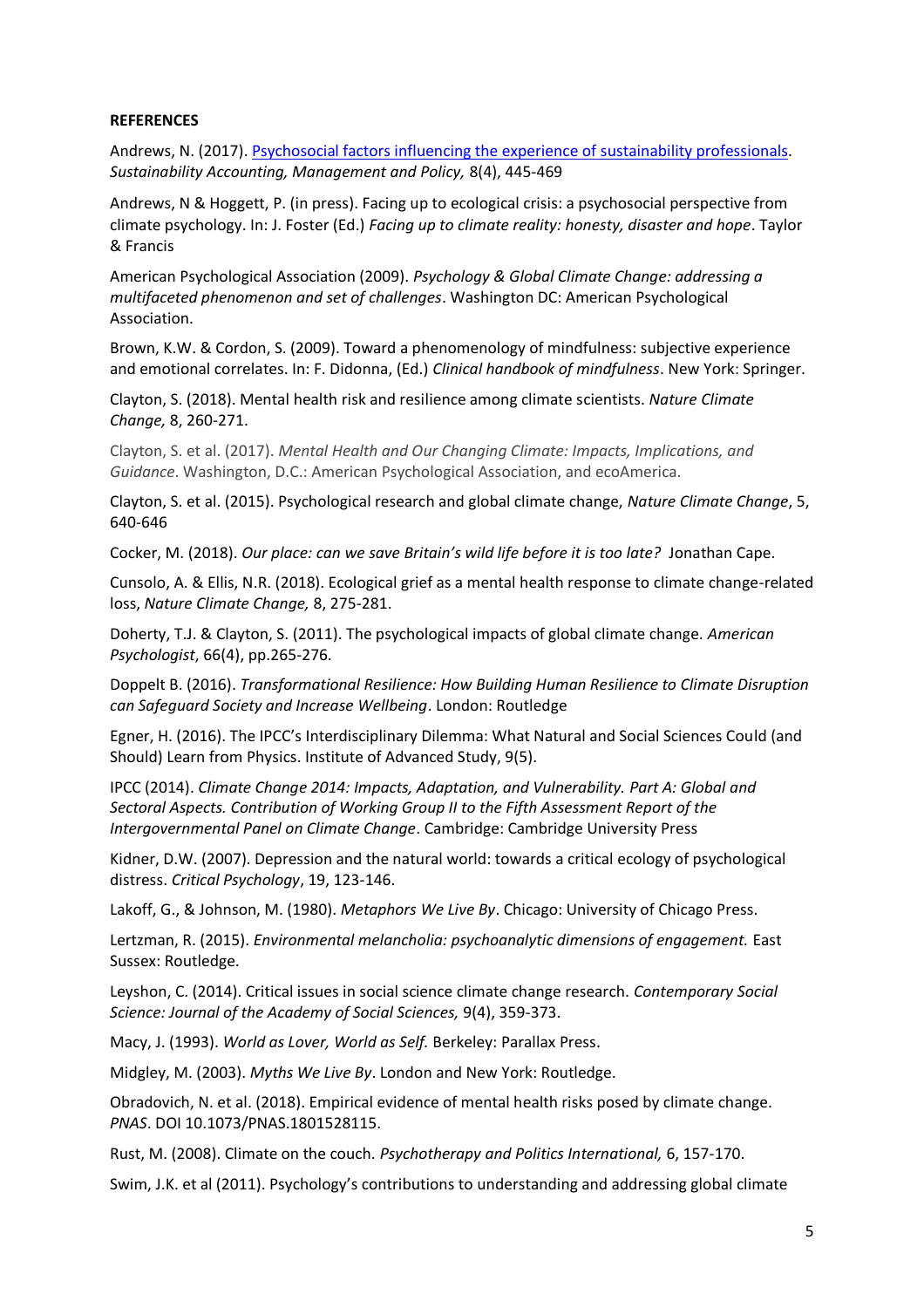**REFERENCES**

Andrews, N. (2017). Psychosocial factors influencing the experience of sustainability professionals. *Sustainability Accounting, Management and Policy,* 8(4), 445-469

Andrews, N & Hoggett, P. (in press). Facing up to ecological crisis: a psychosocial perspective from climate psychology. In: J. Foster (Ed.) *Facing up to climate reality: honesty, disaster and hope*. Taylor & Francis

American Psychological Association (2009). *Psychology & Global Climate Change: addressing a multifaceted phenomenon and set of challenges*. Washington DC: American Psychological Association.

Brown, K.W. & Cordon, S. (2009). Toward a phenomenology of mindfulness: subjective experience and emotional correlates. In: F. Didonna, (Ed.) *Clinical handbook of mindfulness*. New York: Springer.

Clayton, S. (2018). Mental health risk and resilience among climate scientists. *Nature Climate Change,* 8, 260-271.

Clayton, S. et al. (2017). *Mental Health and Our Changing Climate: Impacts, Implications, and Guidance*. Washington, D.C.: American Psychological Association, and ecoAmerica.

Clayton, S. et al. (2015). Psychological research and global climate change, *Nature Climate Change*, 5, 640-646

Cocker, M. (2018). *Our place: can we save Britain's wild life before it is too late?* Jonathan Cape.

Cunsolo, A. & Ellis, N.R. (2018). Ecological grief as a mental health response to climate change-related loss, *Nature Climate Change,* 8, 275-281.

Doherty, T.J. & Clayton, S. (2011). The psychological impacts of global climate change. *American Psychologist*, 66(4), pp.265-276.

Doppelt B. (2016). *Transformational Resilience: How Building Human Resilience to Climate Disruption can Safeguard Society and Increase Wellbeing*. London: Routledge

Egner, H. (2016). The IPCC's Interdisciplinary Dilemma: What Natural and Social Sciences Could (and Should) Learn from Physics. Institute of Advanced Study, 9(5).

IPCC (2014). *Climate Change 2014: Impacts, Adaptation, and Vulnerability. Part A: Global and Sectoral Aspects. Contribution of Working Group II to the Fifth Assessment Report of the Intergovernmental Panel on Climate Change*. Cambridge: Cambridge University Press

Kidner, D.W. (2007). Depression and the natural world: towards a critical ecology of psychological distress. *Critical Psychology*, 19, 123-146.

Lakoff, G., & Johnson, M. (1980). *Metaphors We Live By*. Chicago: University of Chicago Press.

Lertzman, R. (2015). *Environmental melancholia: psychoanalytic dimensions of engagement.* East Sussex: Routledge.

Leyshon, C. (2014). Critical issues in social science climate change research. *Contemporary Social Science: Journal of the Academy of Social Sciences,* 9(4), 359-373.

Macy, J. (1993). *World as Lover, World as Self.* Berkeley: Parallax Press.

Midgley, M. (2003). *Myths We Live By*. London and New York: Routledge.

Obradovich, N. et al. (2018). Empirical evidence of mental health risks posed by climate change. *PNAS*. DOI 10.1073/PNAS.1801528115.

Rust, M. (2008). Climate on the couch. *Psychotherapy and Politics International,* 6, 157-170.

Swim, J.K. et al (2011). Psychology's contributions to understanding and addressing global climate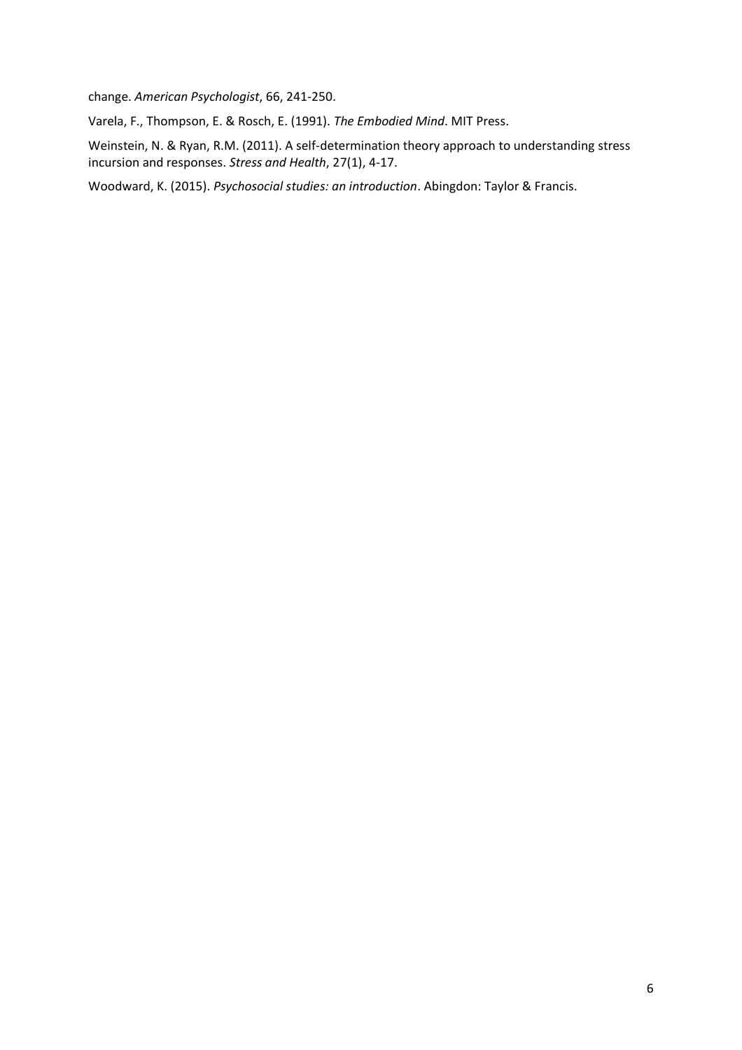change. *American Psychologist*, 66, 241-250.

Varela, F., Thompson, E. & Rosch, E. (1991). *The Embodied Mind*. MIT Press.

Weinstein, N. & Ryan, R.M. (2011). A self-determination theory approach to understanding stress incursion and responses. *Stress and Health*, 27(1), 4-17.

Woodward, K. (2015). *Psychosocial studies: an introduction*. Abingdon: Taylor & Francis.